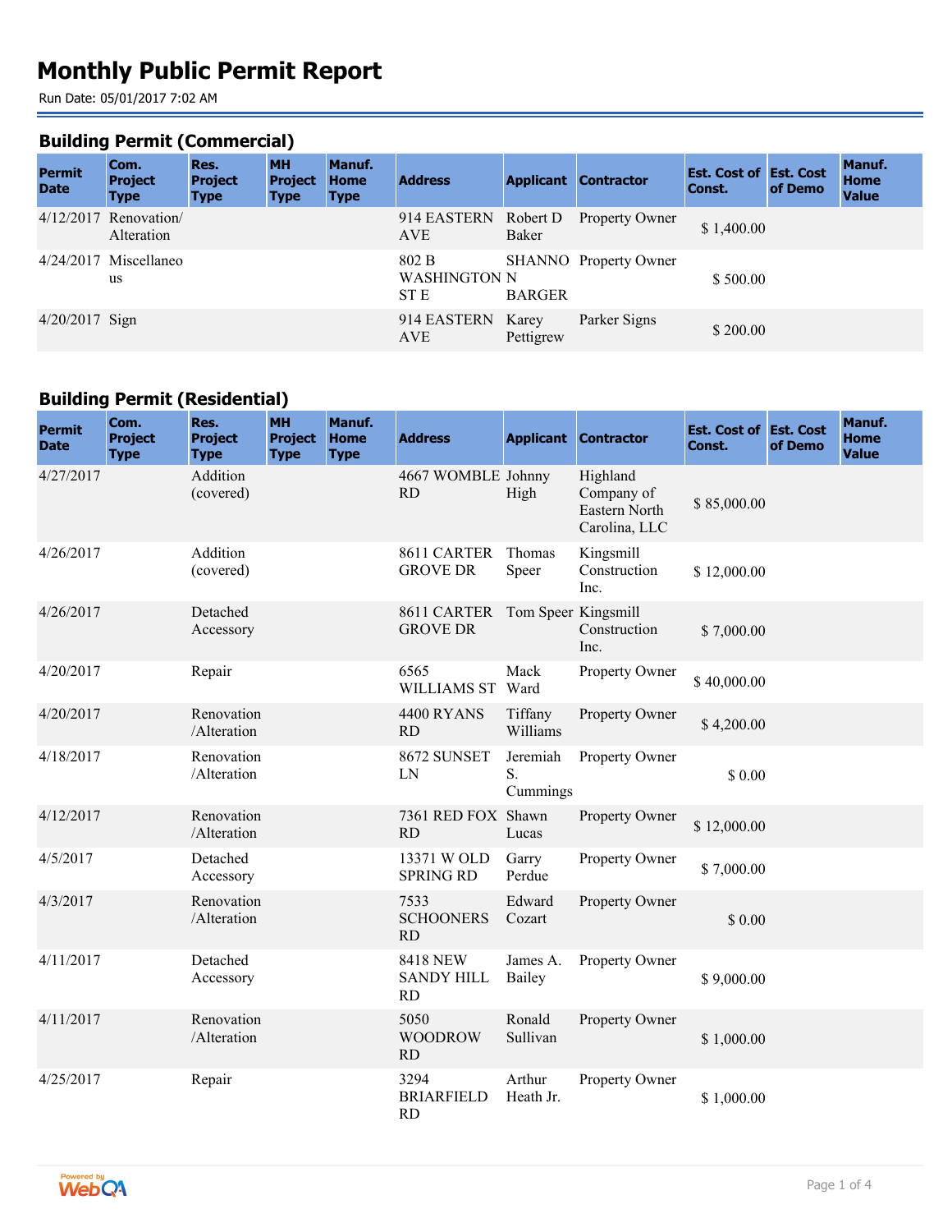# Monthly Public Permit Report

Run Date: 05/01/2017 7:02 AM

## Building Permit (Commercial)

| Permit Date | Com. Project Type | Res. Project Type | MH Project Type | Manuf. Home Type | Address | Applicant | Contractor | Est. Cost of Const. | Est. Cost of Demo | Manuf. Home Value |
|---|---|---|---|---|---|---|---|---|---|---|
| 4/12/2017 | Renovation/ Alteration | | | | 914 EASTERN AVE | Robert D Baker | Property Owner | $ 1,400.00 | | |
| 4/24/2017 | Miscellaneous | | | | 802 B WASHINGTON ST E | SHANNON BARGER | Property Owner | $ 500.00 | | |
| 4/20/2017 | Sign | | | | 914 EASTERN AVE | Karey Pettigrew | Parker Signs | $ 200.00 | | |

## Building Permit (Residential)

| Permit Date | Com. Project Type | Res. Project Type | MH Project Type | Manuf. Home Type | Address | Applicant | Contractor | Est. Cost of Const. | Est. Cost of Demo | Manuf. Home Value |
|---|---|---|---|---|---|---|---|---|---|---|
| 4/27/2017 | | Addition (covered) | | | 4667 WOMBLE RD | Johnny High | Highland Company of Eastern North Carolina, LLC | $ 85,000.00 | | |
| 4/26/2017 | | Addition (covered) | | | 8611 CARTER GROVE DR | Thomas Speer | Kingsmill Construction Inc. | $ 12,000.00 | | |
| 4/26/2017 | | Detached Accessory | | | 8611 CARTER GROVE DR | Tom Speer | Kingsmill Construction Inc. | $ 7,000.00 | | |
| 4/20/2017 | | Repair | | | 6565 WILLIAMS ST | Mack Ward | Property Owner | $ 40,000.00 | | |
| 4/20/2017 | | Renovation /Alteration | | | 4400 RYANS RD | Tiffany Williams | Property Owner | $ 4,200.00 | | |
| 4/18/2017 | | Renovation /Alteration | | | 8672 SUNSET LN | Jeremiah S. Cummings | Property Owner | $ 0.00 | | |
| 4/12/2017 | | Renovation /Alteration | | | 7361 RED FOX RD | Shawn Lucas | Property Owner | $ 12,000.00 | | |
| 4/5/2017 | | Detached Accessory | | | 13371 W OLD SPRING RD | Garry Perdue | Property Owner | $ 7,000.00 | | |
| 4/3/2017 | | Renovation /Alteration | | | 7533 SCHOONERS RD | Edward Cozart | Property Owner | $ 0.00 | | |
| 4/11/2017 | | Detached Accessory | | | 8418 NEW SANDY HILL RD | James A. Bailey | Property Owner | $ 9,000.00 | | |
| 4/11/2017 | | Renovation /Alteration | | | 5050 WOODROW RD | Ronald Sullivan | Property Owner | $ 1,000.00 | | |
| 4/25/2017 | | Repair | | | 3294 BRIARFIELD RD | Arthur Heath Jr. | Property Owner | $ 1,000.00 | | |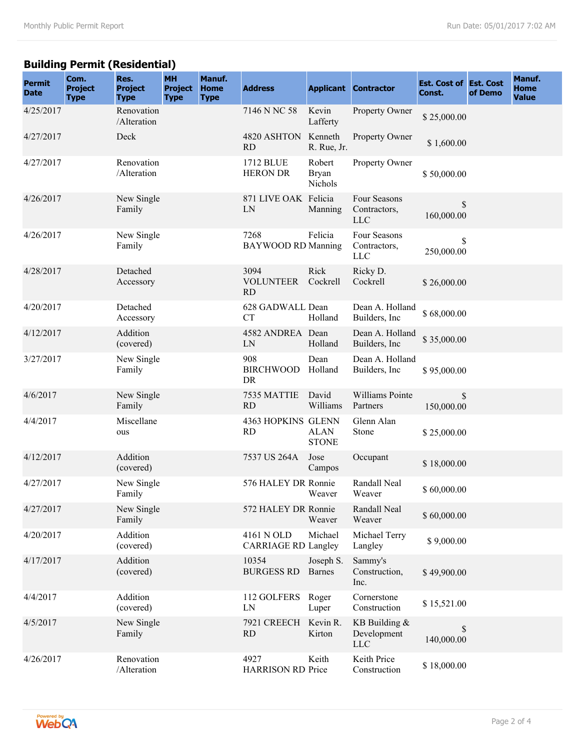## Building Permit (Residential)

| Permit Date | Com. Project Type | Res. Project Type | MH Project Type | Manuf. Home Type | Address | Applicant | Contractor | Est. Cost of Const. | Est. Cost of Demo | Manuf. Home Value |
|---|---|---|---|---|---|---|---|---|---|---|
| 4/25/2017 | | Renovation /Alteration | | | 7146 N NC 58 | Kevin Lafferty | Property Owner | $ 25,000.00 | | |
| 4/27/2017 | | Deck | | | 4820 ASHTON RD | Kenneth R. Rue, Jr. | Property Owner | $ 1,600.00 | | |
| 4/27/2017 | | Renovation /Alteration | | | 1712 BLUE HERON DR | Robert Bryan Nichols | Property Owner | $ 50,000.00 | | |
| 4/26/2017 | | New Single Family | | | 871 LIVE OAK LN | Felicia Manning | Four Seasons Contractors, LLC | $ 160,000.00 | | |
| 4/26/2017 | | New Single Family | | | 7268 BAYWOOD RD | Felicia Manning | Four Seasons Contractors, LLC | $ 250,000.00 | | |
| 4/28/2017 | | Detached Accessory | | | 3094 VOLUNTEER RD | Rick Cockrell | Ricky D. Cockrell | $ 26,000.00 | | |
| 4/20/2017 | | Detached Accessory | | | 628 GADWALL CT | Dean Holland | Dean A. Holland Builders, Inc | $ 68,000.00 | | |
| 4/12/2017 | | Addition (covered) | | | 4582 ANDREA LN | Dean Holland | Dean A. Holland Builders, Inc | $ 35,000.00 | | |
| 3/27/2017 | | New Single Family | | | 908 BIRCHWOOD DR | Dean Holland | Dean A. Holland Builders, Inc | $ 95,000.00 | | |
| 4/6/2017 | | New Single Family | | | 7535 MATTIE RD | David Williams | Williams Pointe Partners | $ 150,000.00 | | |
| 4/4/2017 | | Miscellaneous | | | 4363 HOPKINS RD | GLENN ALAN STONE | Glenn Alan Stone | $ 25,000.00 | | |
| 4/12/2017 | | Addition (covered) | | | 7537 US 264A | Jose Campos | Occupant | $ 18,000.00 | | |
| 4/27/2017 | | New Single Family | | | 576 HALEY DR | Ronnie Weaver | Randall Neal Weaver | $ 60,000.00 | | |
| 4/27/2017 | | New Single Family | | | 572 HALEY DR | Ronnie Weaver | Randall Neal Weaver | $ 60,000.00 | | |
| 4/20/2017 | | Addition (covered) | | | 4161 N OLD CARRIAGE RD | Michael Langley | Michael Terry Langley | $ 9,000.00 | | |
| 4/17/2017 | | Addition (covered) | | | 10354 BURGESS RD | Joseph S. Barnes | Sammy's Construction, Inc. | $ 49,900.00 | | |
| 4/4/2017 | | Addition (covered) | | | 112 GOLFERS LN | Roger Luper | Cornerstone Construction | $ 15,521.00 | | |
| 4/5/2017 | | New Single Family | | | 7921 CREECH RD | Kevin R. Kirton | KB Building & Development LLC | $ 140,000.00 | | |
| 4/26/2017 | | Renovation /Alteration | | | 4927 HARRISON RD | Keith Price | Keith Price Construction | $ 18,000.00 | | |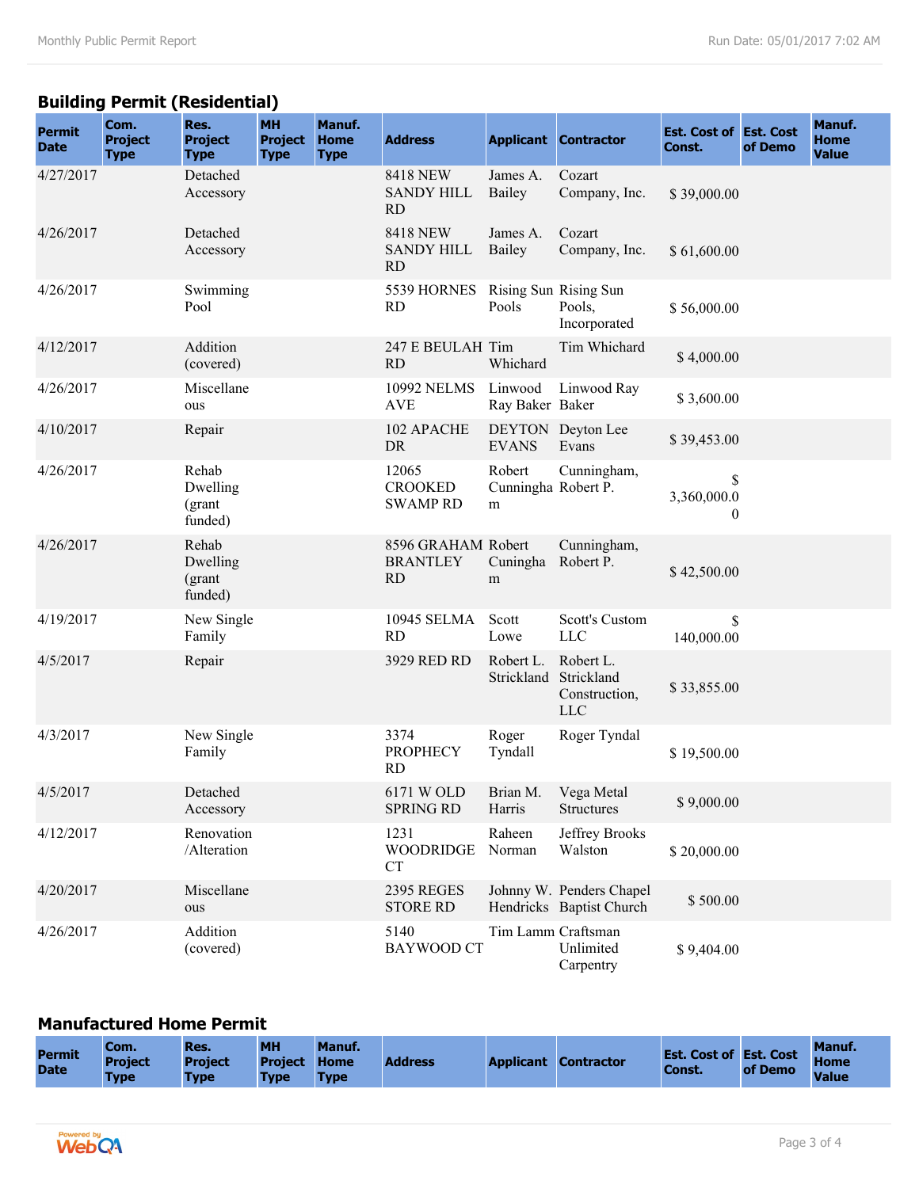## Building Permit (Residential)

| Permit Date | Com. Project Type | Res. Project Type | MH Project Type | Manuf. Home Type | Address | Applicant | Contractor | Est. Cost of Const. | Est. Cost of Demo | Manuf. Home Value |
|---|---|---|---|---|---|---|---|---|---|---|
| 4/27/2017 | | Detached Accessory | | | 8418 NEW SANDY HILL RD | James A. Bailey | Cozart Company, Inc. | $ 39,000.00 | | |
| 4/26/2017 | | Detached Accessory | | | 8418 NEW SANDY HILL RD | James A. Bailey | Cozart Company, Inc. | $ 61,600.00 | | |
| 4/26/2017 | | Swimming Pool | | | 5539 HORNES RD | Rising Sun Pools | Rising Sun Pools, Incorporated | $ 56,000.00 | | |
| 4/12/2017 | | Addition (covered) | | | 247 E BEULAH RD | Tim Whichard | Tim Whichard | $ 4,000.00 | | |
| 4/26/2017 | | Miscellaneous | | | 10992 NELMS AVE | Linwood Ray Baker | Linwood Ray Baker | $ 3,600.00 | | |
| 4/10/2017 | | Repair | | | 102 APACHE DR | DEYTON EVANS | Deyton Lee Evans | $ 39,453.00 | | |
| 4/26/2017 | | Rehab Dwelling (grant funded) | | | 12065 CROOKED SWAMP RD | Robert Cunningham | Cunningham, Robert P. | $ 3,360,000.00 | | |
| 4/26/2017 | | Rehab Dwelling (grant funded) | | | 8596 GRAHAM BRANTLEY RD | Robert Cuningham | Cunningham, Robert P. | $ 42,500.00 | | |
| 4/19/2017 | | New Single Family | | | 10945 SELMA RD | Scott Lowe | Scott's Custom LLC | $ 140,000.00 | | |
| 4/5/2017 | | Repair | | | 3929 RED RD | Robert L. Strickland | Robert L. Strickland Construction, LLC | $ 33,855.00 | | |
| 4/3/2017 | | New Single Family | | | 3374 PROPHECY RD | Roger Tyndall | Roger Tyndal | $ 19,500.00 | | |
| 4/5/2017 | | Detached Accessory | | | 6171 W OLD SPRING RD | Brian M. Harris | Vega Metal Structures | $ 9,000.00 | | |
| 4/12/2017 | | Renovation /Alteration | | | 1231 WOODRIDGE CT | Raheen Norman | Jeffrey Brooks Walston | $ 20,000.00 | | |
| 4/20/2017 | | Miscellaneous | | | 2395 REGES STORE RD | Johnny W. Hendricks | Penders Chapel Baptist Church | $ 500.00 | | |
| 4/26/2017 | | Addition (covered) | | | 5140 BAYWOOD CT | Tim Lamm | Craftsman Unlimited Carpentry | $ 9,404.00 | | |

## Manufactured Home Permit

| Permit Date | Com. Project Type | Res. Project Type | MH Project Type | Manuf. Home Type | Address | Applicant | Contractor | Est. Cost of Const. | Est. Cost of Demo | Manuf. Home Value |
|---|---|---|---|---|---|---|---|---|---|---|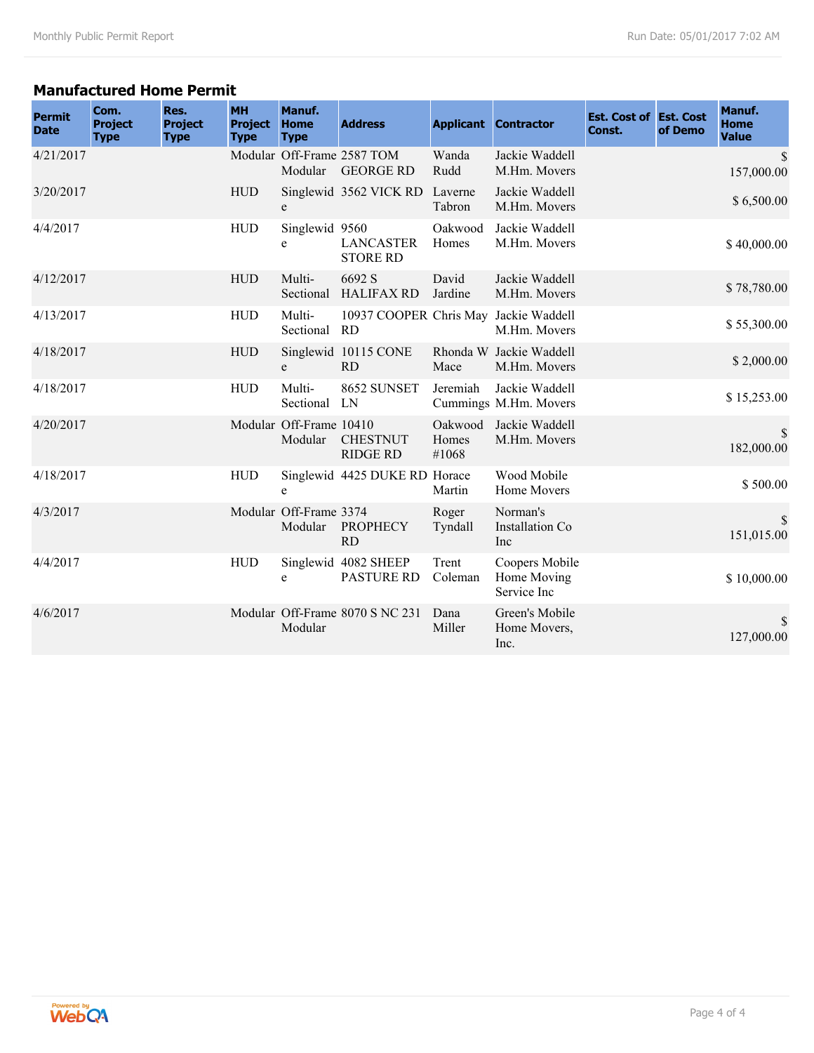## Manufactured Home Permit

| Permit Date | Com. Project Type | Res. Project Type | MH Project Type | Manuf. Home Type | Address | Applicant | Contractor | Est. Cost of Const. | Est. Cost of Demo | Manuf. Home Value |
|---|---|---|---|---|---|---|---|---|---|---|
| 4/21/2017 | | | Modular | Off-Frame Modular | 2587 TOM GEORGE RD | Wanda Rudd | Jackie Waddell M.Hm. Movers | | | $ 157,000.00 |
| 3/20/2017 | | | HUD | Singlewide | 3562 VICK RD | Laverne Tabron | Jackie Waddell M.Hm. Movers | | | $ 6,500.00 |
| 4/4/2017 | | | HUD | Singlewide | 9560 LANCASTER STORE RD | Oakwood Homes | Jackie Waddell M.Hm. Movers | | | $ 40,000.00 |
| 4/12/2017 | | | HUD | Multi-Sectional | 6692 S HALIFAX RD | David Jardine | Jackie Waddell M.Hm. Movers | | | $ 78,780.00 |
| 4/13/2017 | | | HUD | Multi-Sectional | 10937 COOPER RD | Chris May | Jackie Waddell M.Hm. Movers | | | $ 55,300.00 |
| 4/18/2017 | | | HUD | Singlewide | 10115 CONE RD | Rhonda W Mace | Jackie Waddell M.Hm. Movers | | | $ 2,000.00 |
| 4/18/2017 | | | HUD | Multi-Sectional | 8652 SUNSET LN | Jeremiah Cummings | Jackie Waddell M.Hm. Movers | | | $ 15,253.00 |
| 4/20/2017 | | | Modular | Off-Frame Modular | 10410 CHESTNUT RIDGE RD | Oakwood Homes #1068 | Jackie Waddell M.Hm. Movers | | | $ 182,000.00 |
| 4/18/2017 | | | HUD | Singlewide | 4425 DUKE RD | Horace Martin | Wood Mobile Home Movers | | | $ 500.00 |
| 4/3/2017 | | | Modular | Off-Frame Modular | 3374 PROPHECY RD | Roger Tyndall | Norman's Installation Co Inc | | | $ 151,015.00 |
| 4/4/2017 | | | HUD | Singlewide | 4082 SHEEP PASTURE RD | Trent Coleman | Coopers Mobile Home Moving Service Inc | | | $ 10,000.00 |
| 4/6/2017 | | | Modular | Off-Frame Modular | 8070 S NC 231 | Dana Miller | Green's Mobile Home Movers, Inc. | | | $ 127,000.00 |